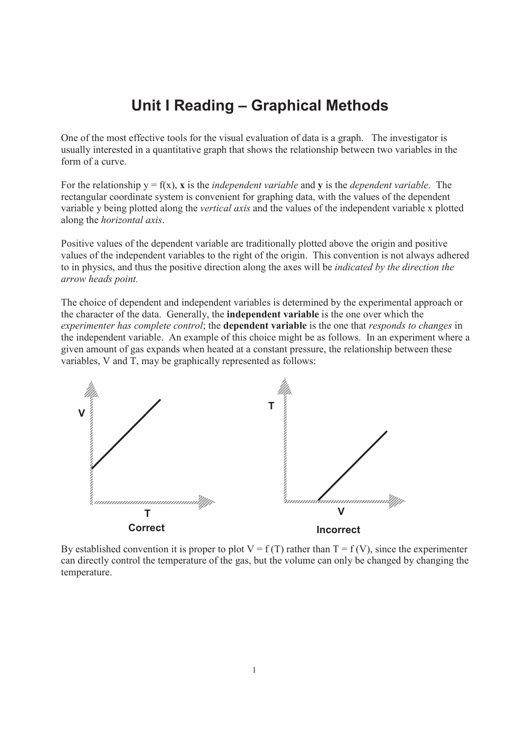# Unit I Reading – Graphical Methods

One of the most effective tools for the visual evaluation of data is a graph. The investigator is usually interested in a quantitative graph that shows the relationship between two variables in the form of a curve.

For the relationship $y = f(x)$, **x** is the *independent variable* and **y** is the *dependent variable*. The rectangular coordinate system is convenient for graphing data, with the values of the dependent variable y being plotted along the *vertical axis* and the values of the independent variable x plotted along the *horizontal axis*.

Positive values of the dependent variable are traditionally plotted above the origin and positive values of the independent variables to the right of the origin. This convention is not always adhered to in physics, and thus the positive direction along the axes will be *indicated by the direction the arrow heads point.*

The choice of dependent and independent variables is determined by the experimental approach or the character of the data. Generally, the **independent variable** is the one over which the *experimenter has complete control*; the **dependent variable** is the one that *responds to changes* in the independent variable. An example of this choice might be as follows. In an experiment where a given amount of gas expands when heated at a constant pressure, the relationship between these variables, V and T, may be graphically represented as follows:

**Correct**

**Incorrect**

By established convention it is proper to plot $V = f(T)$ rather than $T = f(V)$, since the experimenter can directly control the temperature of the gas, but the volume can only be changed by changing the temperature.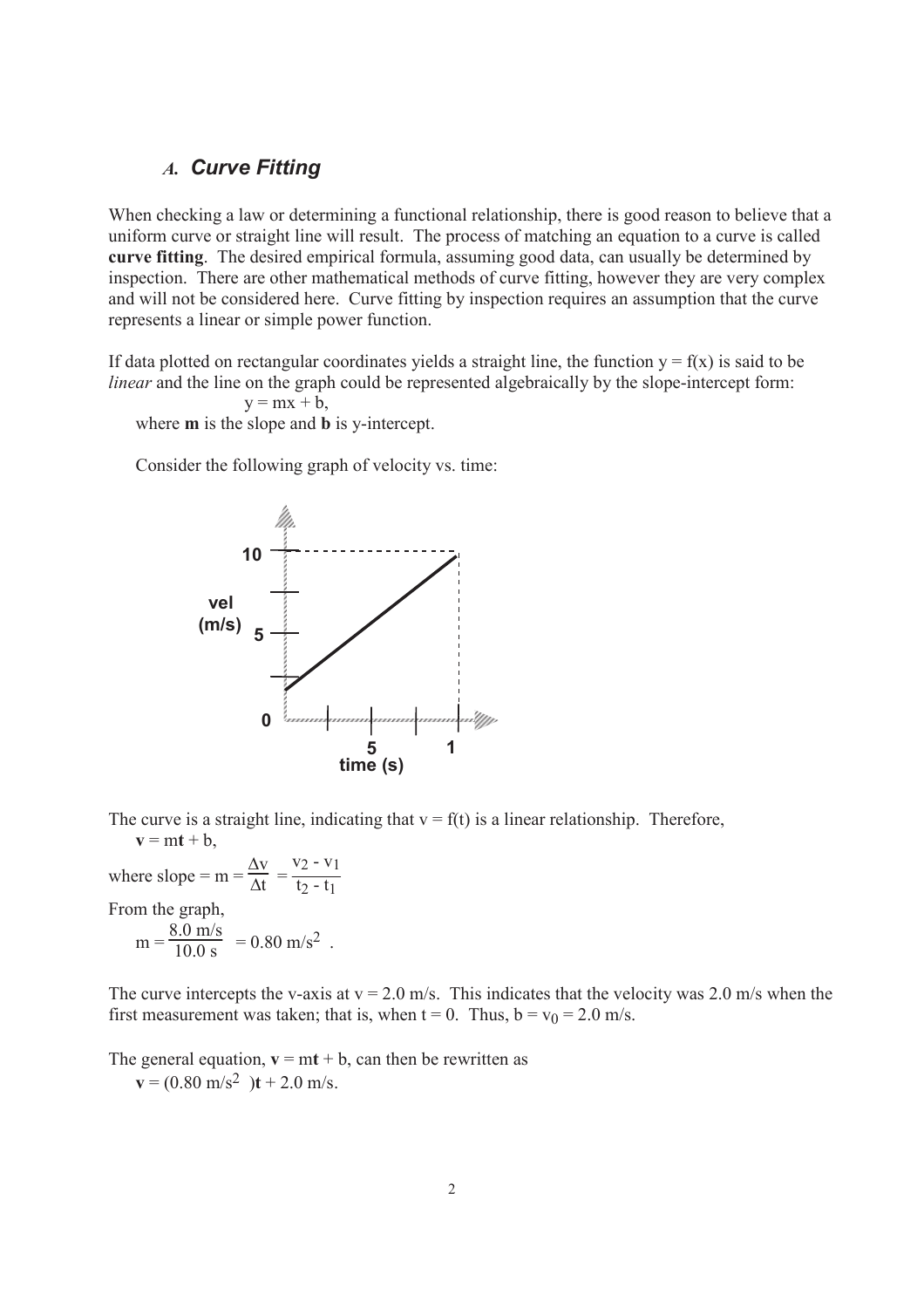### *A.* ***Curve Fitting***

When checking a law or determining a functional relationship, there is good reason to believe that a uniform curve or straight line will result. The process of matching an equation to a curve is called **curve fitting**. The desired empirical formula, assuming good data, can usually be determined by inspection. There are other mathematical methods of curve fitting, however they are very complex and will not be considered here. Curve fitting by inspection requires an assumption that the curve represents a linear or simple power function.

If data plotted on rectangular coordinates yields a straight line, the function $y = f(x)$ is said to be *linear* and the line on the graph could be represented algebraically by the slope-intercept form:

$$y = mx + b,$$

where **m** is the slope and **b** is y-intercept.

Consider the following graph of velocity vs. time:

The curve is a straight line, indicating that $v = f(t)$ is a linear relationship. Therefore,

$$\mathbf{v} = m\mathbf{t} + b,$$

where slope $= m = \dfrac{\Delta v}{\Delta t} = \dfrac{v_2 - v_1}{t_2 - t_1}$

From the graph,

$$m = \frac{8.0 \text{ m/s}}{10.0 \text{ s}} = 0.80 \text{ m/s}^2 \;.$$

The curve intercepts the v-axis at $v = 2.0$ m/s. This indicates that the velocity was 2.0 m/s when the first measurement was taken; that is, when $t = 0$. Thus, $b = v_0 = 2.0$ m/s.

The general equation, $\mathbf{v} = m\mathbf{t} + b$, can then be rewritten as

$$\mathbf{v} = (0.80 \text{ m/s}^2)\mathbf{t} + 2.0 \text{ m/s}.$$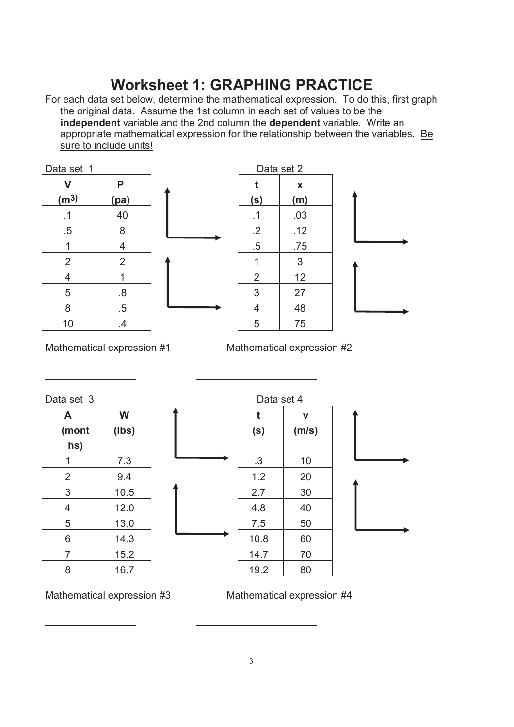# Worksheet 1: GRAPHING PRACTICE

For each data set below, determine the mathematical expression. To do this, first graph the original data. Assume the 1st column in each set of values to be the **independent** variable and the 2nd column the **dependent** variable. Write an appropriate mathematical expression for the relationship between the variables. Be sure to include units!

Data set 1

| V ($m^3$) | P (pa) |
|---|---|
| .1 | 40 |
| .5 | 8 |
| 1 | 4 |
| 2 | 2 |
| 4 | 1 |
| 5 | .8 |
| 8 | .5 |
| 10 | .4 |

Mathematical expression #1

\_\_\_\_\_\_\_\_\_\_\_\_\_\_\_\_

Data set 2

| t (s) | x (m) |
|---|---|
| .1 | .03 |
| .2 | .12 |
| .5 | .75 |
| 1 | 3 |
| 2 | 12 |
| 3 | 27 |
| 4 | 48 |
| 5 | 75 |

Mathematical expression #2

\_\_\_\_\_\_\_\_\_\_\_\_\_\_\_\_

Data set 3

| A (months) | W (lbs) |
|---|---|
| 1 | 7.3 |
| 2 | 9.4 |
| 3 | 10.5 |
| 4 | 12.0 |
| 5 | 13.0 |
| 6 | 14.3 |
| 7 | 15.2 |
| 8 | 16.7 |

Mathematical expression #3

\_\_\_\_\_\_\_\_\_\_\_\_\_\_\_\_

Data set 4

| t (s) | v (m/s) |
|---|---|
| .3 | 10 |
| 1.2 | 20 |
| 2.7 | 30 |
| 4.8 | 40 |
| 7.5 | 50 |
| 10.8 | 60 |
| 14.7 | 70 |
| 19.2 | 80 |

Mathematical expression #4

\_\_\_\_\_\_\_\_\_\_\_\_\_\_\_\_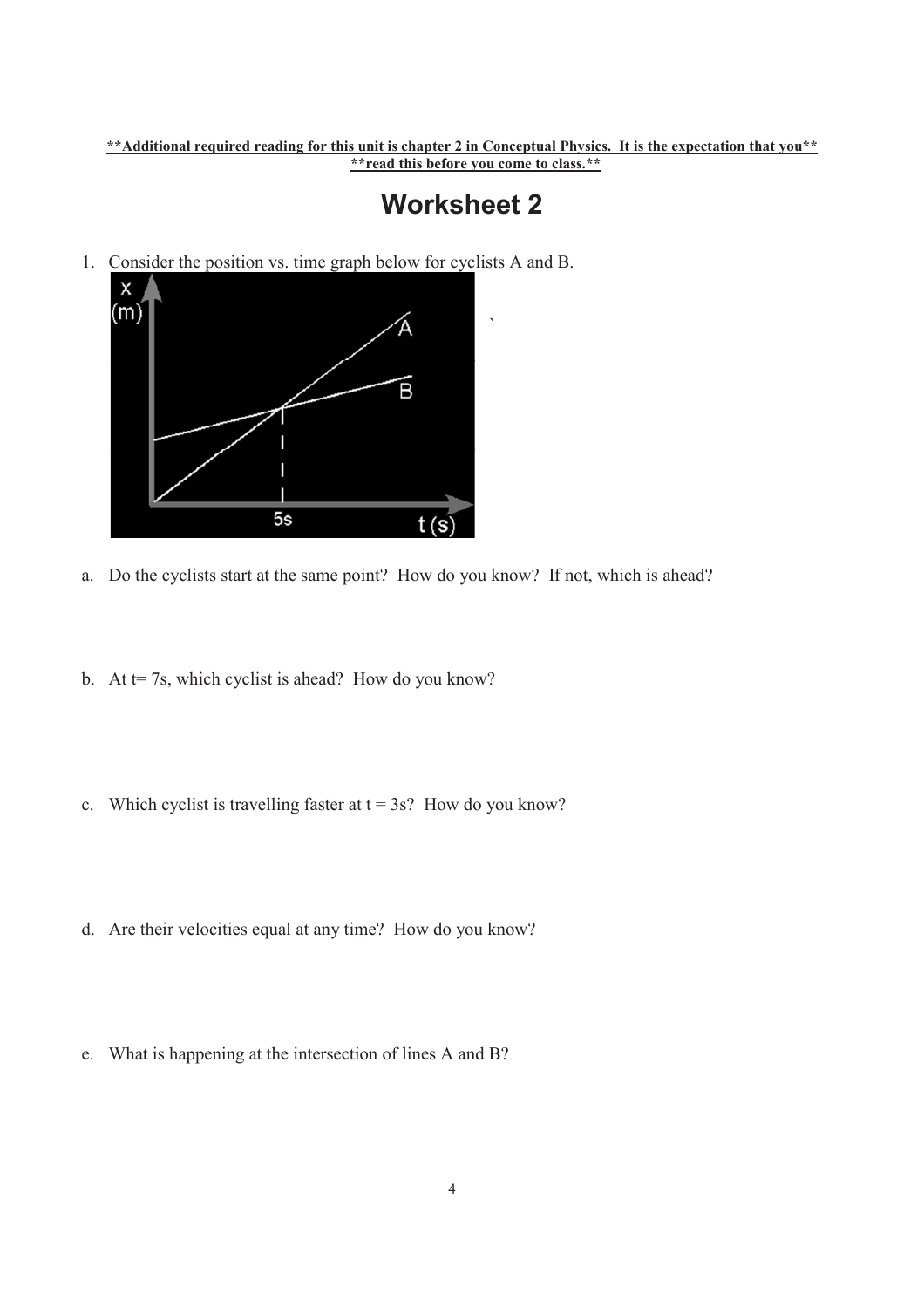**\*\*Additional required reading for this unit is chapter 2 in Conceptual Physics. It is the expectation that you\*\***
**\*\*read this before you come to class.\*\***

# Worksheet 2

1. Consider the position vs. time graph below for cyclists A and B.

a. Do the cyclists start at the same point? How do you know? If not, which is ahead?

b. At t= 7s, which cyclist is ahead? How do you know?

c. Which cyclist is travelling faster at t = 3s? How do you know?

d. Are their velocities equal at any time? How do you know?

e. What is happening at the intersection of lines A and B?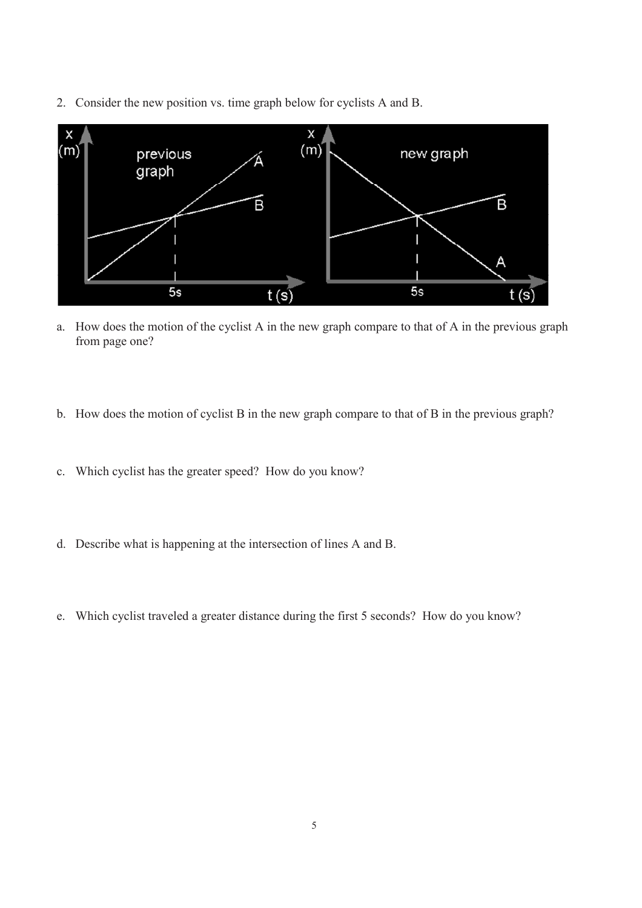2. Consider the new position vs. time graph below for cyclists A and B.

x
(m)
previous
graph
A
B
5s
t (s)

x
(m)
new graph
B
A
5s
t (s)

a. How does the motion of the cyclist A in the new graph compare to that of A in the previous graph from page one?

b. How does the motion of cyclist B in the new graph compare to that of B in the previous graph?

c. Which cyclist has the greater speed? How do you know?

d. Describe what is happening at the intersection of lines A and B.

e. Which cyclist traveled a greater distance during the first 5 seconds? How do you know?